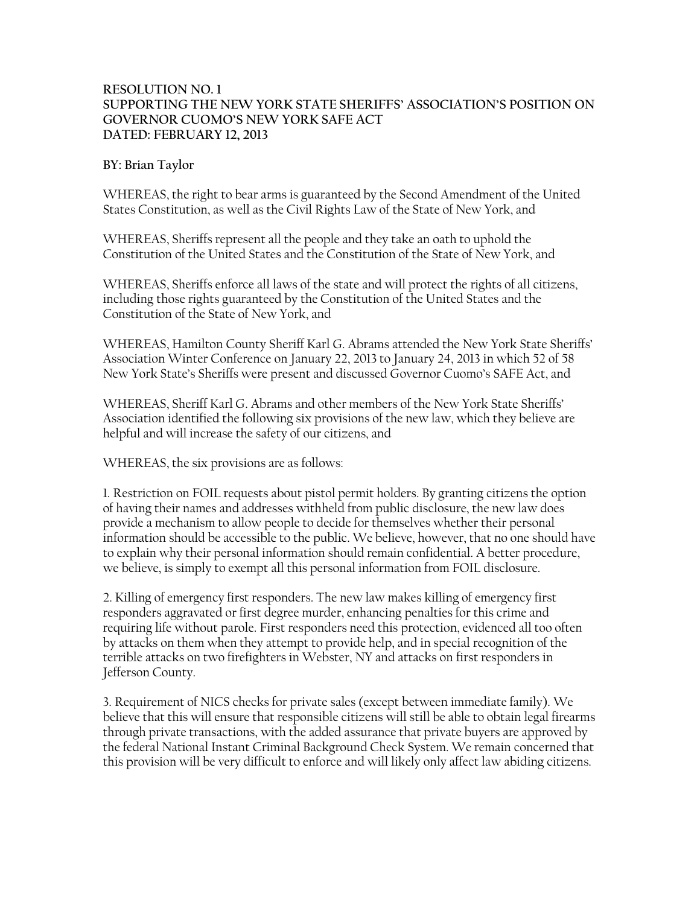**RESOLUTION NO. 1**
**SUPPORTING THE NEW YORK STATE SHERIFFS' ASSOCIATION'S POSITION ON GOVERNOR CUOMO'S NEW YORK SAFE ACT**
**DATED: FEBRUARY 12, 2013**

**BY: Brian Taylor**

WHEREAS, the right to bear arms is guaranteed by the Second Amendment of the United States Constitution, as well as the Civil Rights Law of the State of New York, and

WHEREAS, Sheriffs represent all the people and they take an oath to uphold the Constitution of the United States and the Constitution of the State of New York, and

WHEREAS, Sheriffs enforce all laws of the state and will protect the rights of all citizens, including those rights guaranteed by the Constitution of the United States and the Constitution of the State of New York, and

WHEREAS, Hamilton County Sheriff Karl G. Abrams attended the New York State Sheriffs' Association Winter Conference on January 22, 2013 to January 24, 2013 in which 52 of 58 New York State's Sheriffs were present and discussed Governor Cuomo's SAFE Act, and

WHEREAS, Sheriff Karl G. Abrams and other members of the New York State Sheriffs' Association identified the following six provisions of the new law, which they believe are helpful and will increase the safety of our citizens, and

WHEREAS, the six provisions are as follows:

1. Restriction on FOIL requests about pistol permit holders. By granting citizens the option of having their names and addresses withheld from public disclosure, the new law does provide a mechanism to allow people to decide for themselves whether their personal information should be accessible to the public. We believe, however, that no one should have to explain why their personal information should remain confidential. A better procedure, we believe, is simply to exempt all this personal information from FOIL disclosure.

2. Killing of emergency first responders. The new law makes killing of emergency first responders aggravated or first degree murder, enhancing penalties for this crime and requiring life without parole. First responders need this protection, evidenced all too often by attacks on them when they attempt to provide help, and in special recognition of the terrible attacks on two firefighters in Webster, NY and attacks on first responders in Jefferson County.

3. Requirement of NICS checks for private sales (except between immediate family). We believe that this will ensure that responsible citizens will still be able to obtain legal firearms through private transactions, with the added assurance that private buyers are approved by the federal National Instant Criminal Background Check System. We remain concerned that this provision will be very difficult to enforce and will likely only affect law abiding citizens.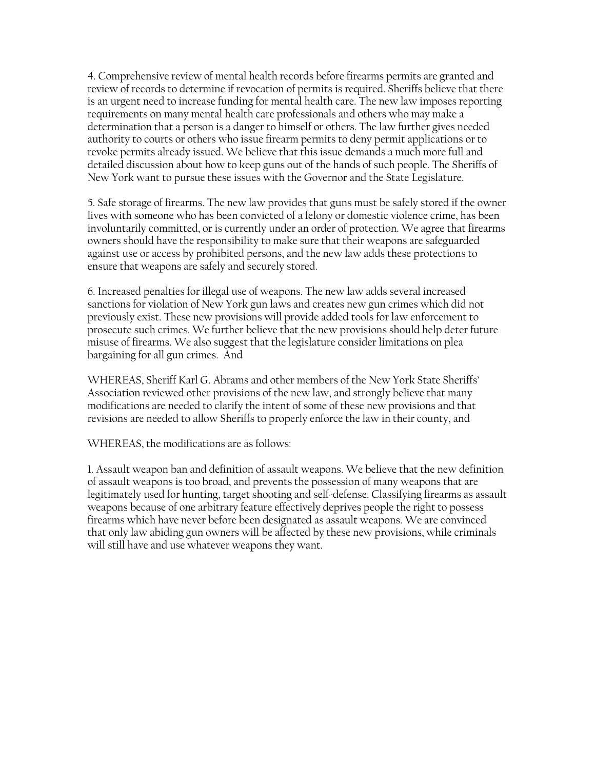4. Comprehensive review of mental health records before firearms permits are granted and review of records to determine if revocation of permits is required. Sheriffs believe that there is an urgent need to increase funding for mental health care. The new law imposes reporting requirements on many mental health care professionals and others who may make a determination that a person is a danger to himself or others. The law further gives needed authority to courts or others who issue firearm permits to deny permit applications or to revoke permits already issued. We believe that this issue demands a much more full and detailed discussion about how to keep guns out of the hands of such people. The Sheriffs of New York want to pursue these issues with the Governor and the State Legislature.

5. Safe storage of firearms. The new law provides that guns must be safely stored if the owner lives with someone who has been convicted of a felony or domestic violence crime, has been involuntarily committed, or is currently under an order of protection. We agree that firearms owners should have the responsibility to make sure that their weapons are safeguarded against use or access by prohibited persons, and the new law adds these protections to ensure that weapons are safely and securely stored.

6. Increased penalties for illegal use of weapons. The new law adds several increased sanctions for violation of New York gun laws and creates new gun crimes which did not previously exist. These new provisions will provide added tools for law enforcement to prosecute such crimes. We further believe that the new provisions should help deter future misuse of firearms. We also suggest that the legislature consider limitations on plea bargaining for all gun crimes. And

WHEREAS, Sheriff Karl G. Abrams and other members of the New York State Sheriffs' Association reviewed other provisions of the new law, and strongly believe that many modifications are needed to clarify the intent of some of these new provisions and that revisions are needed to allow Sheriffs to properly enforce the law in their county, and

WHEREAS, the modifications are as follows:

1. Assault weapon ban and definition of assault weapons. We believe that the new definition of assault weapons is too broad, and prevents the possession of many weapons that are legitimately used for hunting, target shooting and self-defense. Classifying firearms as assault weapons because of one arbitrary feature effectively deprives people the right to possess firearms which have never before been designated as assault weapons. We are convinced that only law abiding gun owners will be affected by these new provisions, while criminals will still have and use whatever weapons they want.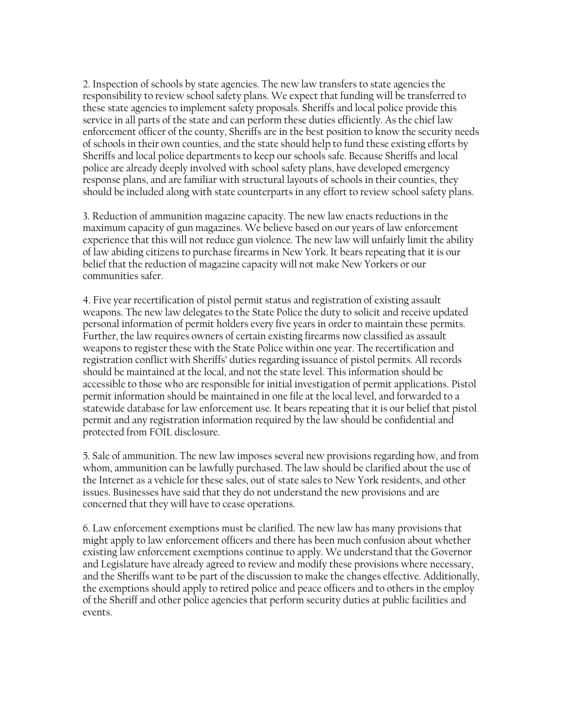2. Inspection of schools by state agencies. The new law transfers to state agencies the responsibility to review school safety plans. We expect that funding will be transferred to these state agencies to implement safety proposals. Sheriffs and local police provide this service in all parts of the state and can perform these duties efficiently. As the chief law enforcement officer of the county, Sheriffs are in the best position to know the security needs of schools in their own counties, and the state should help to fund these existing efforts by Sheriffs and local police departments to keep our schools safe. Because Sheriffs and local police are already deeply involved with school safety plans, have developed emergency response plans, and are familiar with structural layouts of schools in their counties, they should be included along with state counterparts in any effort to review school safety plans.

3. Reduction of ammunition magazine capacity. The new law enacts reductions in the maximum capacity of gun magazines. We believe based on our years of law enforcement experience that this will not reduce gun violence. The new law will unfairly limit the ability of law abiding citizens to purchase firearms in New York. It bears repeating that it is our belief that the reduction of magazine capacity will not make New Yorkers or our communities safer.

4. Five year recertification of pistol permit status and registration of existing assault weapons. The new law delegates to the State Police the duty to solicit and receive updated personal information of permit holders every five years in order to maintain these permits. Further, the law requires owners of certain existing firearms now classified as assault weapons to register these with the State Police within one year. The recertification and registration conflict with Sheriffs' duties regarding issuance of pistol permits. All records should be maintained at the local, and not the state level. This information should be accessible to those who are responsible for initial investigation of permit applications. Pistol permit information should be maintained in one file at the local level, and forwarded to a statewide database for law enforcement use. It bears repeating that it is our belief that pistol permit and any registration information required by the law should be confidential and protected from FOIL disclosure.

5. Sale of ammunition. The new law imposes several new provisions regarding how, and from whom, ammunition can be lawfully purchased. The law should be clarified about the use of the Internet as a vehicle for these sales, out of state sales to New York residents, and other issues. Businesses have said that they do not understand the new provisions and are concerned that they will have to cease operations.

6. Law enforcement exemptions must be clarified. The new law has many provisions that might apply to law enforcement officers and there has been much confusion about whether existing law enforcement exemptions continue to apply. We understand that the Governor and Legislature have already agreed to review and modify these provisions where necessary, and the Sheriffs want to be part of the discussion to make the changes effective. Additionally, the exemptions should apply to retired police and peace officers and to others in the employ of the Sheriff and other police agencies that perform security duties at public facilities and events.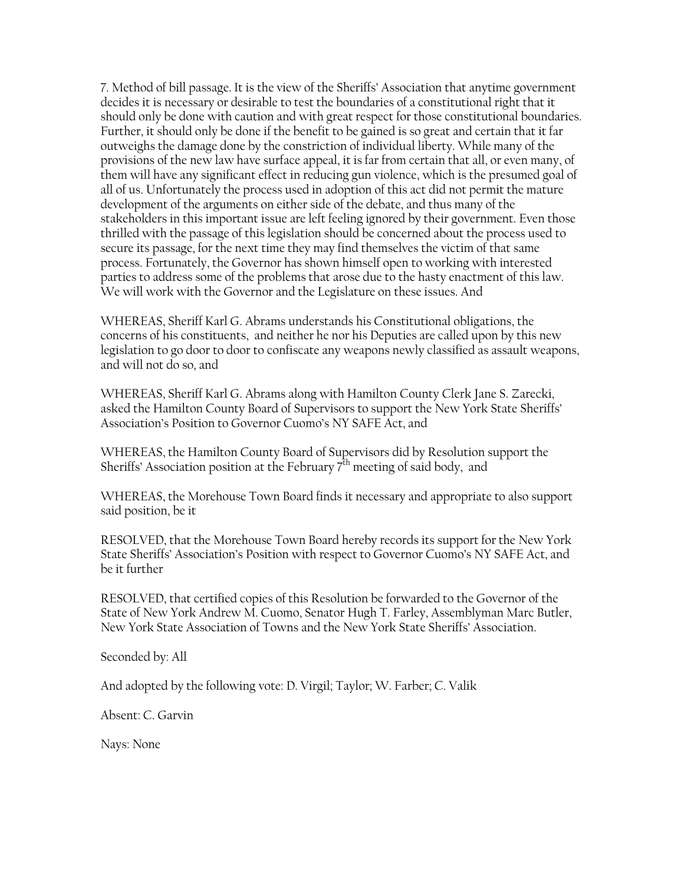7. Method of bill passage. It is the view of the Sheriffs' Association that anytime government decides it is necessary or desirable to test the boundaries of a constitutional right that it should only be done with caution and with great respect for those constitutional boundaries. Further, it should only be done if the benefit to be gained is so great and certain that it far outweighs the damage done by the constriction of individual liberty. While many of the provisions of the new law have surface appeal, it is far from certain that all, or even many, of them will have any significant effect in reducing gun violence, which is the presumed goal of all of us. Unfortunately the process used in adoption of this act did not permit the mature development of the arguments on either side of the debate, and thus many of the stakeholders in this important issue are left feeling ignored by their government. Even those thrilled with the passage of this legislation should be concerned about the process used to secure its passage, for the next time they may find themselves the victim of that same process. Fortunately, the Governor has shown himself open to working with interested parties to address some of the problems that arose due to the hasty enactment of this law. We will work with the Governor and the Legislature on these issues. And

WHEREAS, Sheriff Karl G. Abrams understands his Constitutional obligations, the concerns of his constituents, and neither he nor his Deputies are called upon by this new legislation to go door to door to confiscate any weapons newly classified as assault weapons, and will not do so, and

WHEREAS, Sheriff Karl G. Abrams along with Hamilton County Clerk Jane S. Zarecki, asked the Hamilton County Board of Supervisors to support the New York State Sheriffs' Association's Position to Governor Cuomo's NY SAFE Act, and

WHEREAS, the Hamilton County Board of Supervisors did by Resolution support the Sheriffs' Association position at the February 7th meeting of said body, and

WHEREAS, the Morehouse Town Board finds it necessary and appropriate to also support said position, be it

RESOLVED, that the Morehouse Town Board hereby records its support for the New York State Sheriffs' Association's Position with respect to Governor Cuomo's NY SAFE Act, and be it further

RESOLVED, that certified copies of this Resolution be forwarded to the Governor of the State of New York Andrew M. Cuomo, Senator Hugh T. Farley, Assemblyman Marc Butler, New York State Association of Towns and the New York State Sheriffs' Association.

Seconded by: All

And adopted by the following vote: D. Virgil; Taylor; W. Farber; C. Valik

Absent: C. Garvin

Nays: None